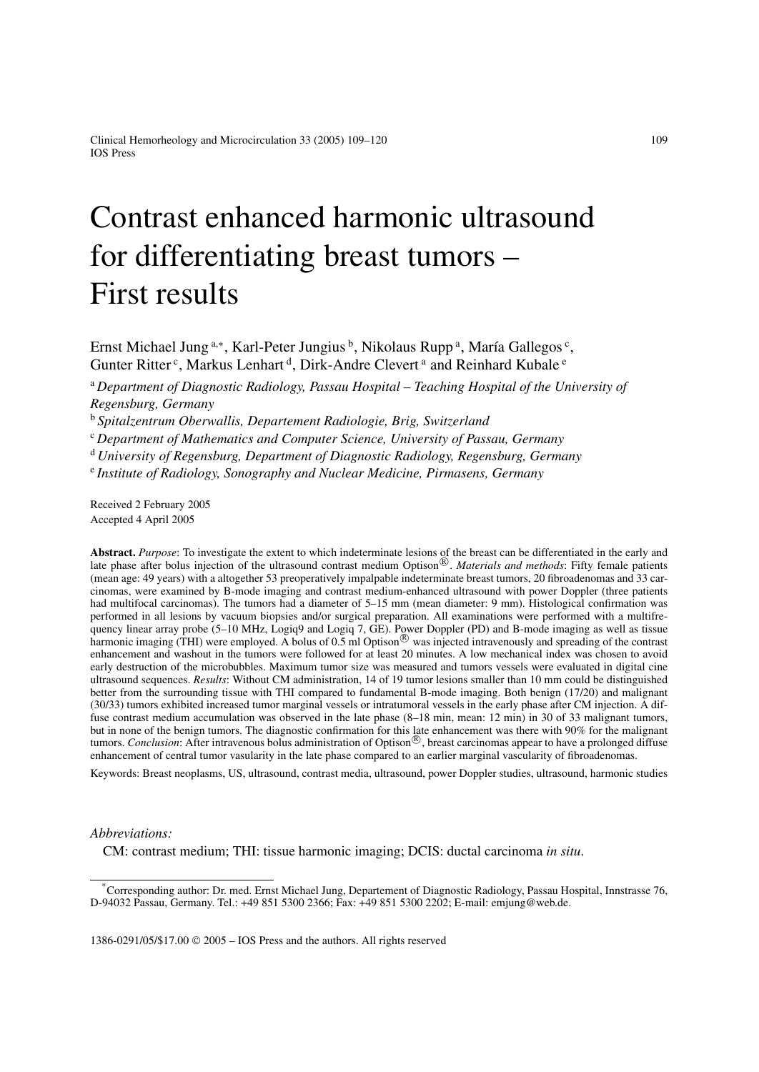# Contrast enhanced harmonic ultrasound for differentiating breast tumors – First results

Ernst Michael Jung [a,*], Karl-Peter Jungius [b], Nikolaus Rupp [a], María Gallegos [c], Gunter Ritter [c], Markus Lenhart [d], Dirk-Andre Clevert [a] and Reinhard Kubale [e]

[a] *Department of Diagnostic Radiology, Passau Hospital – Teaching Hospital of the University of Regensburg, Germany*

[b] *Spitalzentrum Oberwallis, Departement Radiologie, Brig, Switzerland*

[c] *Department of Mathematics and Computer Science, University of Passau, Germany*

[d] *University of Regensburg, Department of Diagnostic Radiology, Regensburg, Germany*

[e] *Institute of Radiology, Sonography and Nuclear Medicine, Pirmasens, Germany*

Received 2 February 2005

Accepted 4 April 2005

**Abstract.** *Purpose*: To investigate the extent to which indeterminate lesions of the breast can be differentiated in the early and late phase after bolus injection of the ultrasound contrast medium Optison®. *Materials and methods*: Fifty female patients (mean age: 49 years) with a altogether 53 preoperatively impalpable indeterminate breast tumors, 20 fibroadenomas and 33 carcinomas, were examined by B-mode imaging and contrast medium-enhanced ultrasound with power Doppler (three patients had multifocal carcinomas). The tumors had a diameter of 5–15 mm (mean diameter: 9 mm). Histological confirmation was performed in all lesions by vacuum biopsies and/or surgical preparation. All examinations were performed with a multifrequency linear array probe (5–10 MHz, Logiq9 and Logiq 7, GE). Power Doppler (PD) and B-mode imaging as well as tissue harmonic imaging (THI) were employed. A bolus of 0.5 ml Optison® was injected intravenously and spreading of the contrast enhancement and washout in the tumors were followed for at least 20 minutes. A low mechanical index was chosen to avoid early destruction of the microbubbles. Maximum tumor size was measured and tumors vessels were evaluated in digital cine ultrasound sequences. *Results*: Without CM administration, 14 of 19 tumor lesions smaller than 10 mm could be distinguished better from the surrounding tissue with THI compared to fundamental B-mode imaging. Both benign (17/20) and malignant (30/33) tumors exhibited increased tumor marginal vessels or intratumoral vessels in the early phase after CM injection. A diffuse contrast medium accumulation was observed in the late phase (8–18 min, mean: 12 min) in 30 of 33 malignant tumors, but in none of the benign tumors. The diagnostic confirmation for this late enhancement was there with 90% for the malignant tumors. *Conclusion*: After intravenous bolus administration of Optison®, breast carcinomas appear to have a prolonged diffuse enhancement of central tumor vasularity in the late phase compared to an earlier marginal vascularity of fibroadenomas.

Keywords: Breast neoplasms, US, ultrasound, contrast media, ultrasound, power Doppler studies, ultrasound, harmonic studies

*Abbreviations:*

CM: contrast medium; THI: tissue harmonic imaging; DCIS: ductal carcinoma *in situ*.

*Corresponding author: Dr. med. Ernst Michael Jung, Departement of Diagnostic Radiology, Passau Hospital, Innstrasse 76, D-94032 Passau, Germany. Tel.: +49 851 5300 2366; Fax: +49 851 5300 2202; E-mail: emjung@web.de.

1386-0291/05/$17.00 © 2005 – IOS Press and the authors. All rights reserved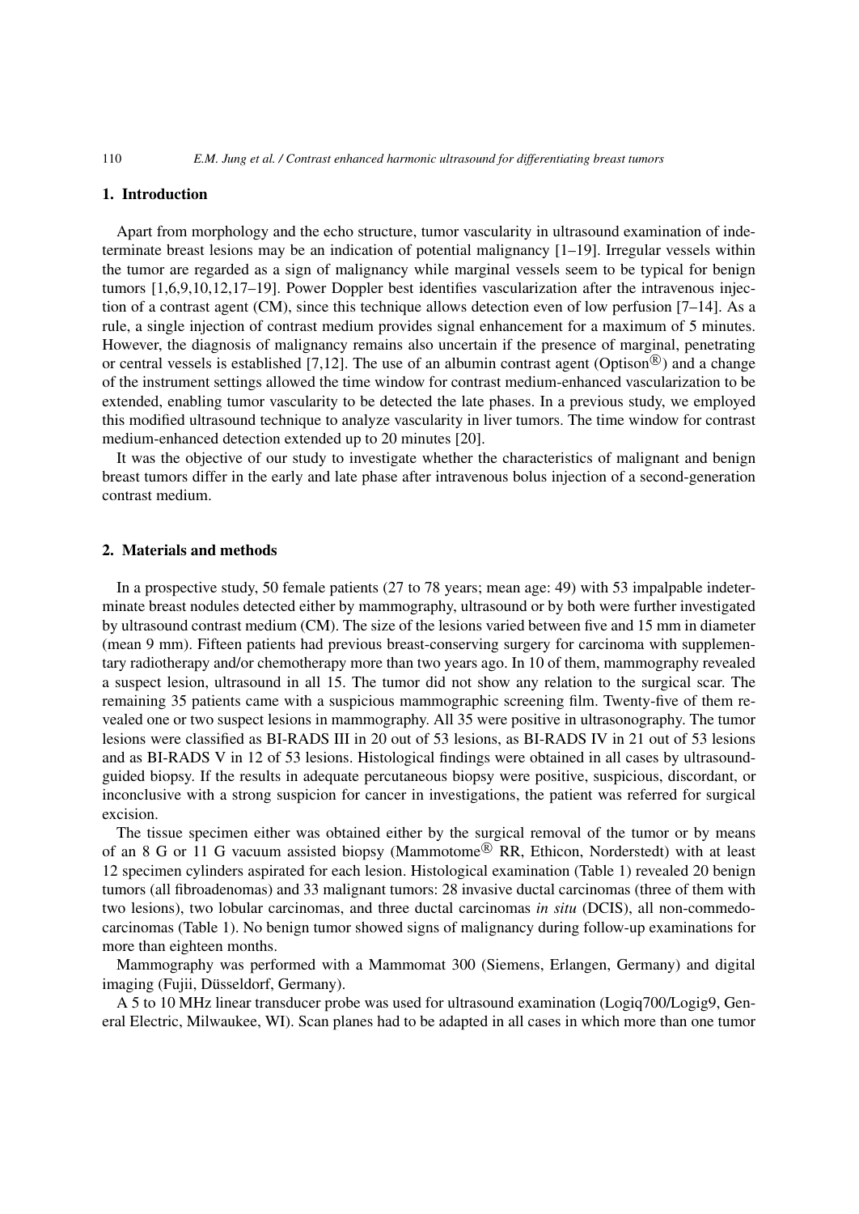## 1. Introduction

Apart from morphology and the echo structure, tumor vascularity in ultrasound examination of indeterminate breast lesions may be an indication of potential malignancy [1–19]. Irregular vessels within the tumor are regarded as a sign of malignancy while marginal vessels seem to be typical for benign tumors [1,6,9,10,12,17–19]. Power Doppler best identifies vascularization after the intravenous injection of a contrast agent (CM), since this technique allows detection even of low perfusion [7–14]. As a rule, a single injection of contrast medium provides signal enhancement for a maximum of 5 minutes. However, the diagnosis of malignancy remains also uncertain if the presence of marginal, penetrating or central vessels is established [7,12]. The use of an albumin contrast agent (Optison®) and a change of the instrument settings allowed the time window for contrast medium-enhanced vascularization to be extended, enabling tumor vascularity to be detected the late phases. In a previous study, we employed this modified ultrasound technique to analyze vascularity in liver tumors. The time window for contrast medium-enhanced detection extended up to 20 minutes [20].

It was the objective of our study to investigate whether the characteristics of malignant and benign breast tumors differ in the early and late phase after intravenous bolus injection of a second-generation contrast medium.

## 2. Materials and methods

In a prospective study, 50 female patients (27 to 78 years; mean age: 49) with 53 impalpable indeterminate breast nodules detected either by mammography, ultrasound or by both were further investigated by ultrasound contrast medium (CM). The size of the lesions varied between five and 15 mm in diameter (mean 9 mm). Fifteen patients had previous breast-conserving surgery for carcinoma with supplementary radiotherapy and/or chemotherapy more than two years ago. In 10 of them, mammography revealed a suspect lesion, ultrasound in all 15. The tumor did not show any relation to the surgical scar. The remaining 35 patients came with a suspicious mammographic screening film. Twenty-five of them revealed one or two suspect lesions in mammography. All 35 were positive in ultrasonography. The tumor lesions were classified as BI-RADS III in 20 out of 53 lesions, as BI-RADS IV in 21 out of 53 lesions and as BI-RADS V in 12 of 53 lesions. Histological findings were obtained in all cases by ultrasound-guided biopsy. If the results in adequate percutaneous biopsy were positive, suspicious, discordant, or inconclusive with a strong suspicion for cancer in investigations, the patient was referred for surgical excision.

The tissue specimen either was obtained either by the surgical removal of the tumor or by means of an 8 G or 11 G vacuum assisted biopsy (Mammotome® RR, Ethicon, Norderstedt) with at least 12 specimen cylinders aspirated for each lesion. Histological examination (Table 1) revealed 20 benign tumors (all fibroadenomas) and 33 malignant tumors: 28 invasive ductal carcinomas (three of them with two lesions), two lobular carcinomas, and three ductal carcinomas *in situ* (DCIS), all non-commedo-carcinomas (Table 1). No benign tumor showed signs of malignancy during follow-up examinations for more than eighteen months.

Mammography was performed with a Mammomat 300 (Siemens, Erlangen, Germany) and digital imaging (Fujii, Düsseldorf, Germany).

A 5 to 10 MHz linear transducer probe was used for ultrasound examination (Logiq700/Logig9, General Electric, Milwaukee, WI). Scan planes had to be adapted in all cases in which more than one tumor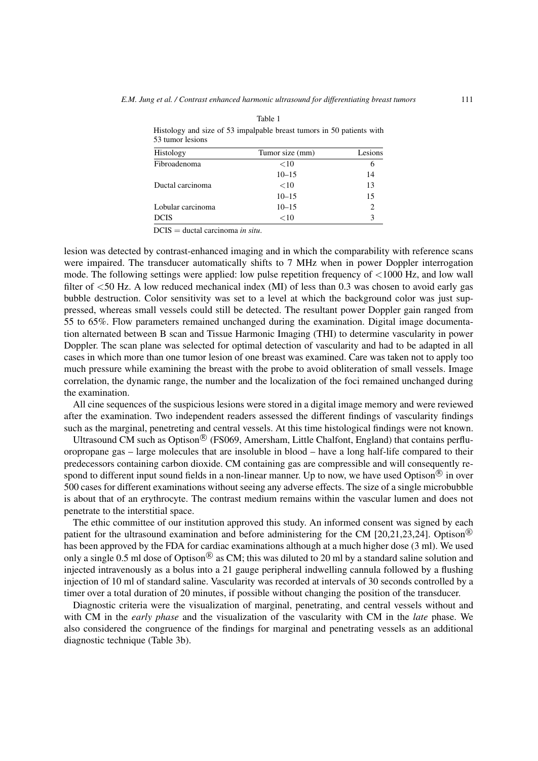Table 1

Histology and size of 53 impalpable breast tumors in 50 patients with 53 tumor lesions

| Histology | Tumor size (mm) | Lesions |
|---|---|---|
| Fibroadenoma | <10 | 6 |
| | 10–15 | 14 |
| Ductal carcinoma | <10 | 13 |
| | 10–15 | 15 |
| Lobular carcinoma | 10–15 | 2 |
| DCIS | <10 | 3 |

DCIS = ductal carcinoma *in situ*.

lesion was detected by contrast-enhanced imaging and in which the comparability with reference scans were impaired. The transducer automatically shifts to 7 MHz when in power Doppler interrogation mode. The following settings were applied: low pulse repetition frequency of <1000 Hz, and low wall filter of <50 Hz. A low reduced mechanical index (MI) of less than 0.3 was chosen to avoid early gas bubble destruction. Color sensitivity was set to a level at which the background color was just suppressed, whereas small vessels could still be detected. The resultant power Doppler gain ranged from 55 to 65%. Flow parameters remained unchanged during the examination. Digital image documentation alternated between B scan and Tissue Harmonic Imaging (THI) to determine vascularity in power Doppler. The scan plane was selected for optimal detection of vascularity and had to be adapted in all cases in which more than one tumor lesion of one breast was examined. Care was taken not to apply too much pressure while examining the breast with the probe to avoid obliteration of small vessels. Image correlation, the dynamic range, the number and the localization of the foci remained unchanged during the examination.

All cine sequences of the suspicious lesions were stored in a digital image memory and were reviewed after the examination. Two independent readers assessed the different findings of vascularity findings such as the marginal, penetreting and central vessels. At this time histological findings were not known.

Ultrasound CM such as Optison® (FS069, Amersham, Little Chalfont, England) that contains perfluoropropane gas – large molecules that are insoluble in blood – have a long half-life compared to their predecessors containing carbon dioxide. CM containing gas are compressible and will consequently respond to different input sound fields in a non-linear manner. Up to now, we have used Optison® in over 500 cases for different examinations without seeing any adverse effects. The size of a single microbubble is about that of an erythrocyte. The contrast medium remains within the vascular lumen and does not penetrate to the interstitial space.

The ethic committee of our institution approved this study. An informed consent was signed by each patient for the ultrasound examination and before administering for the CM [20,21,23,24]. Optison® has been approved by the FDA for cardiac examinations although at a much higher dose (3 ml). We used only a single 0.5 ml dose of Optison® as CM; this was diluted to 20 ml by a standard saline solution and injected intravenously as a bolus into a 21 gauge peripheral indwelling cannula followed by a flushing injection of 10 ml of standard saline. Vascularity was recorded at intervals of 30 seconds controlled by a timer over a total duration of 20 minutes, if possible without changing the position of the transducer.

Diagnostic criteria were the visualization of marginal, penetrating, and central vessels without and with CM in the *early phase* and the visualization of the vascularity with CM in the *late* phase. We also considered the congruence of the findings for marginal and penetrating vessels as an additional diagnostic technique (Table 3b).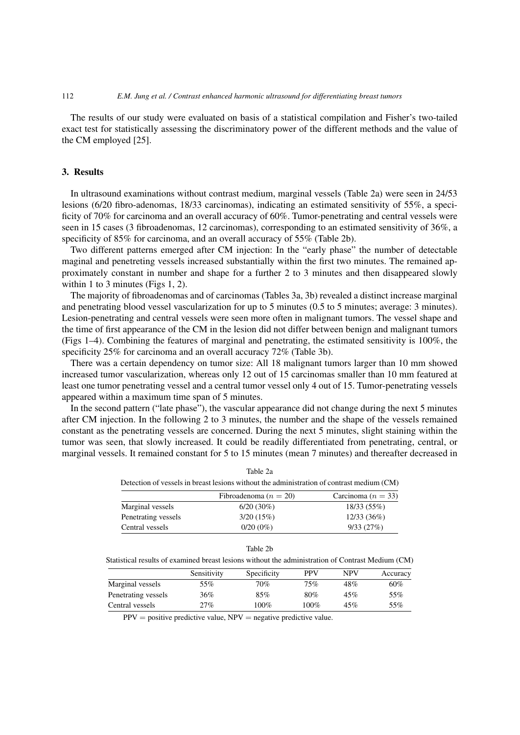The results of our study were evaluated on basis of a statistical compilation and Fisher's two-tailed exact test for statistically assessing the discriminatory power of the different methods and the value of the CM employed [25].

## 3. Results

In ultrasound examinations without contrast medium, marginal vessels (Table 2a) were seen in 24/53 lesions (6/20 fibro-adenomas, 18/33 carcinomas), indicating an estimated sensitivity of 55%, a specificity of 70% for carcinoma and an overall accuracy of 60%. Tumor-penetrating and central vessels were seen in 15 cases (3 fibroadenomas, 12 carcinomas), corresponding to an estimated sensitivity of 36%, a specificity of 85% for carcinoma, and an overall accuracy of 55% (Table 2b).

Two different patterns emerged after CM injection: In the "early phase" the number of detectable maginal and penetreting vessels increased substantially within the first two minutes. The remained approximately constant in number and shape for a further 2 to 3 minutes and then disappeared slowly within 1 to 3 minutes (Figs 1, 2).

The majority of fibroadenomas and of carcinomas (Tables 3a, 3b) revealed a distinct increase marginal and penetrating blood vessel vascularization for up to 5 minutes (0.5 to 5 minutes; average: 3 minutes). Lesion-penetrating and central vessels were seen more often in malignant tumors. The vessel shape and the time of first appearance of the CM in the lesion did not differ between benign and malignant tumors (Figs 1–4). Combining the features of marginal and penetrating, the estimated sensitivity is 100%, the specificity 25% for carcinoma and an overall accuracy 72% (Table 3b).

There was a certain dependency on tumor size: All 18 malignant tumors larger than 10 mm showed increased tumor vascularization, whereas only 12 out of 15 carcinomas smaller than 10 mm featured at least one tumor penetrating vessel and a central tumor vessel only 4 out of 15. Tumor-penetrating vessels appeared within a maximum time span of 5 minutes.

In the second pattern ("late phase"), the vascular appearance did not change during the next 5 minutes after CM injection. In the following 2 to 3 minutes, the number and the shape of the vessels remained constant as the penetrating vessels are concerned. During the next 5 minutes, slight staining within the tumor was seen, that slowly increased. It could be readily differentiated from penetrating, central, or marginal vessels. It remained constant for 5 to 15 minutes (mean 7 minutes) and thereafter decreased in

Table 2a

Detection of vessels in breast lesions without the administration of contrast medium (CM)

| | Fibroadenoma ($n = 20$) | Carcinoma ($n = 33$) |
|---|---|---|
| Marginal vessels | 6/20 (30%) | 18/33 (55%) |
| Penetrating vessels | 3/20 (15%) | 12/33 (36%) |
| Central vessels | 0/20 (0%) | 9/33 (27%) |

Table 2b

Statistical results of examined breast lesions without the administration of Contrast Medium (CM)

| | Sensitivity | Specificity | PPV | NPV | Accuracy |
|---|---|---|---|---|---|
| Marginal vessels | 55% | 70% | 75% | 48% | 60% |
| Penetrating vessels | 36% | 85% | 80% | 45% | 55% |
| Central vessels | 27% | 100% | 100% | 45% | 55% |

PPV = positive predictive value, NPV = negative predictive value.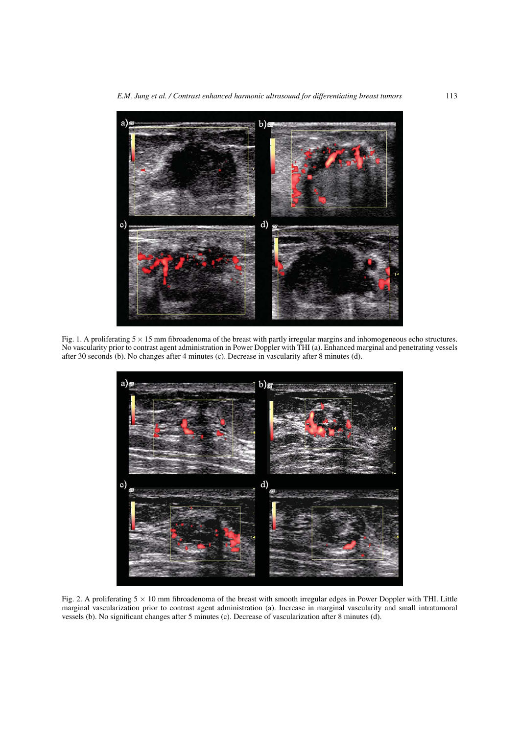Fig. 1. A proliferating 5 × 15 mm fibroadenoma of the breast with partly irregular margins and inhomogeneous echo structures. No vascularity prior to contrast agent administration in Power Doppler with THI (a). Enhanced marginal and penetrating vessels after 30 seconds (b). No changes after 4 minutes (c). Decrease in vascularity after 8 minutes (d).

Fig. 2. A proliferating 5 × 10 mm fibroadenoma of the breast with smooth irregular edges in Power Doppler with THI. Little marginal vascularization prior to contrast agent administration (a). Increase in marginal vascularity and small intratumoral vessels (b). No significant changes after 5 minutes (c). Decrease of vascularization after 8 minutes (d).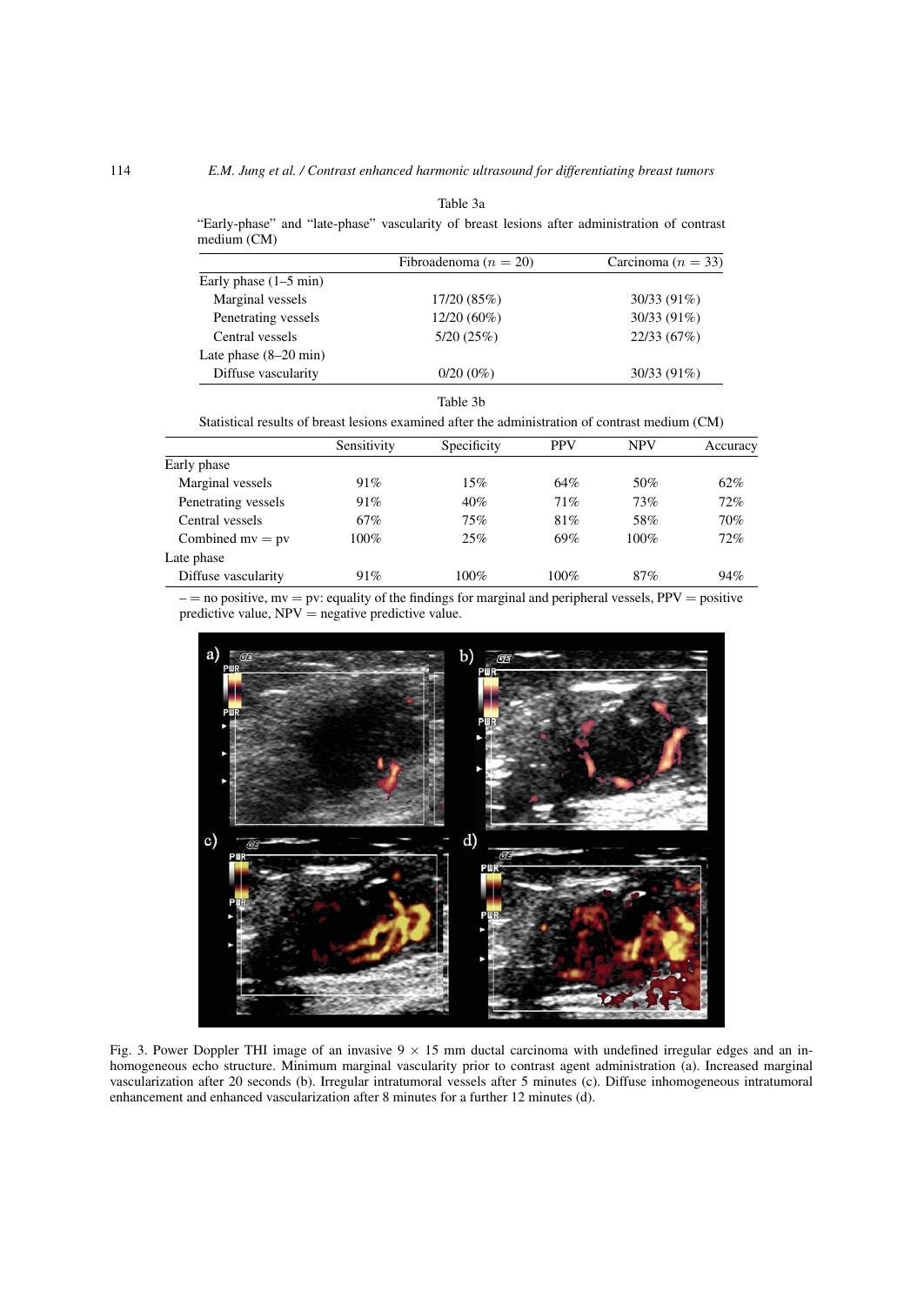Table 3a

"Early-phase" and "late-phase" vascularity of breast lesions after administration of contrast medium (CM)

| | Fibroadenoma ($n = 20$) | Carcinoma ($n = 33$) |
|---|---|---|
| Early phase (1–5 min) | | |
| Marginal vessels | 17/20 (85%) | 30/33 (91%) |
| Penetrating vessels | 12/20 (60%) | 30/33 (91%) |
| Central vessels | 5/20 (25%) | 22/33 (67%) |
| Late phase (8–20 min) | | |
| Diffuse vascularity | 0/20 (0%) | 30/33 (91%) |

Table 3b

Statistical results of breast lesions examined after the administration of contrast medium (CM)

| | Sensitivity | Specificity | PPV | NPV | Accuracy |
|---|---|---|---|---|---|
| Early phase | | | | | |
| Marginal vessels | 91% | 15% | 64% | 50% | 62% |
| Penetrating vessels | 91% | 40% | 71% | 73% | 72% |
| Central vessels | 67% | 75% | 81% | 58% | 70% |
| Combined mv = pv | 100% | 25% | 69% | 100% | 72% |
| Late phase | | | | | |
| Diffuse vascularity | 91% | 100% | 100% | 87% | 94% |

– = no positive, mv = pv: equality of the findings for marginal and peripheral vessels, PPV = positive predictive value, NPV = negative predictive value.

Fig. 3. Power Doppler THI image of an invasive 9 × 15 mm ductal carcinoma with undefined irregular edges and an inhomogeneous echo structure. Minimum marginal vascularity prior to contrast agent administration (a). Increased marginal vascularization after 20 seconds (b). Irregular intratumoral vessels after 5 minutes (c). Diffuse inhomogeneous intratumoral enhancement and enhanced vascularization after 8 minutes for a further 12 minutes (d).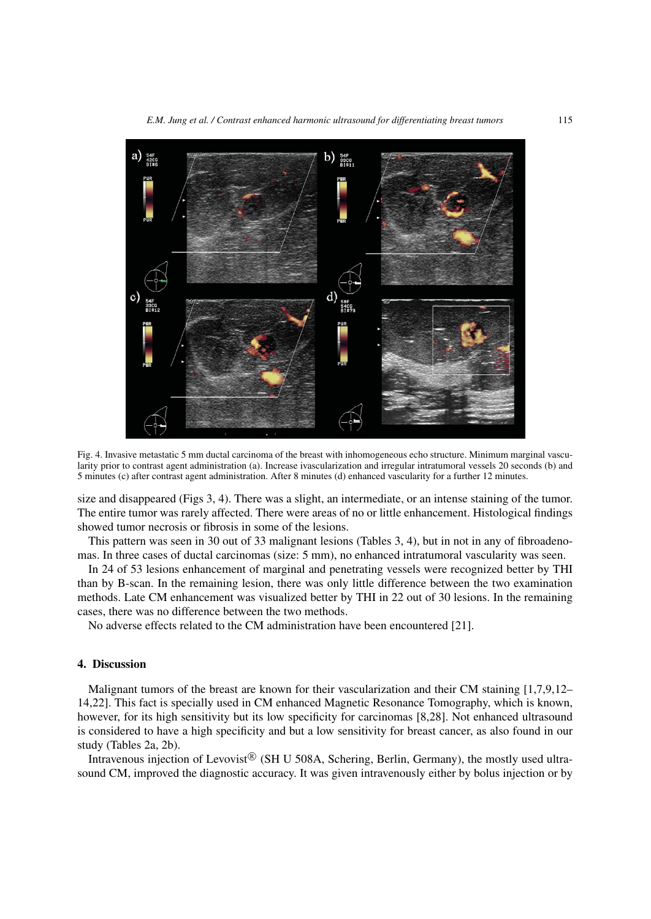Fig. 4. Invasive metastatic 5 mm ductal carcinoma of the breast with inhomogeneous echo structure. Minimum marginal vascularity prior to contrast agent administration (a). Increase ivascularization and irregular intratumoral vessels 20 seconds (b) and 5 minutes (c) after contrast agent administration. After 8 minutes (d) enhanced vascularity for a further 12 minutes.

size and disappeared (Figs 3, 4). There was a slight, an intermediate, or an intense staining of the tumor. The entire tumor was rarely affected. There were areas of no or little enhancement. Histological findings showed tumor necrosis or fibrosis in some of the lesions.

This pattern was seen in 30 out of 33 malignant lesions (Tables 3, 4), but in not in any of fibroadenomas. In three cases of ductal carcinomas (size: 5 mm), no enhanced intratumoral vascularity was seen.

In 24 of 53 lesions enhancement of marginal and penetrating vessels were recognized better by THI than by B-scan. In the remaining lesion, there was only little difference between the two examination methods. Late CM enhancement was visualized better by THI in 22 out of 30 lesions. In the remaining cases, there was no difference between the two methods.

No adverse effects related to the CM administration have been encountered [21].

## 4. Discussion

Malignant tumors of the breast are known for their vascularization and their CM staining [1,7,9,12–14,22]. This fact is specially used in CM enhanced Magnetic Resonance Tomography, which is known, however, for its high sensitivity but its low specificity for carcinomas [8,28]. Not enhanced ultrasound is considered to have a high specificity and but a low sensitivity for breast cancer, as also found in our study (Tables 2a, 2b).

Intravenous injection of Levovist® (SH U 508A, Schering, Berlin, Germany), the mostly used ultrasound CM, improved the diagnostic accuracy. It was given intravenously either by bolus injection or by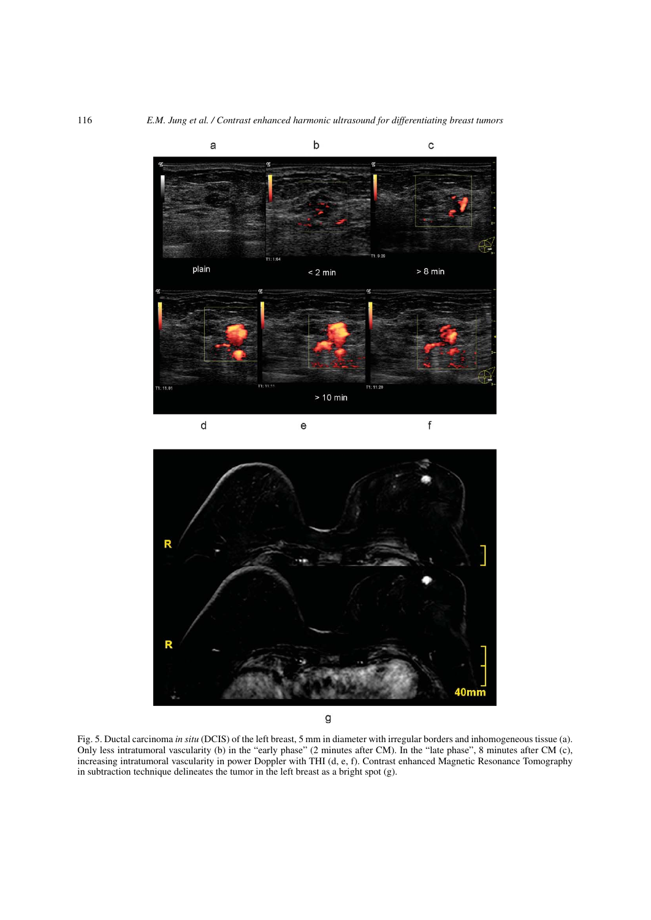Fig. 5. Ductal carcinoma *in situ* (DCIS) of the left breast, 5 mm in diameter with irregular borders and inhomogeneous tissue (a). Only less intratumoral vascularity (b) in the "early phase" (2 minutes after CM). In the "late phase", 8 minutes after CM (c), increasing intratumoral vascularity in power Doppler with THI (d, e, f). Contrast enhanced Magnetic Resonance Tomography in subtraction technique delineates the tumor in the left breast as a bright spot (g).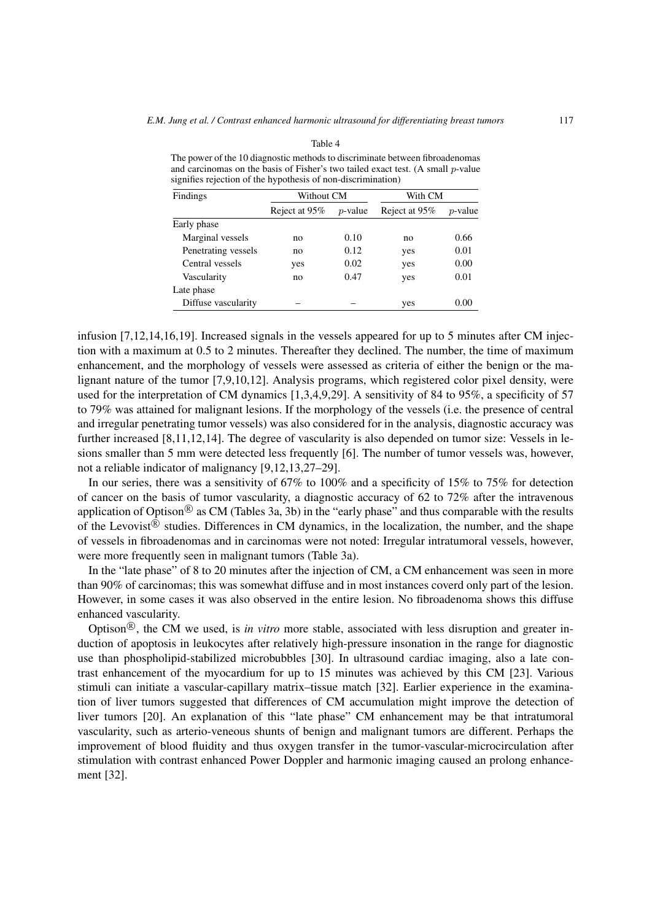Table 4

The power of the 10 diagnostic methods to discriminate between fibroadenomas and carcinomas on the basis of Fisher's two tailed exact test. (A small $p$-value signifies rejection of the hypothesis of non-discrimination)

| Findings | Without CM | | With CM | |
|---|---|---|---|---|
| | Reject at 95% | $p$-value | Reject at 95% | $p$-value |
| Early phase | | | | |
| Marginal vessels | no | 0.10 | no | 0.66 |
| Penetrating vessels | no | 0.12 | yes | 0.01 |
| Central vessels | yes | 0.02 | yes | 0.00 |
| Vascularity | no | 0.47 | yes | 0.01 |
| Late phase | | | | |
| Diffuse vascularity | – | – | yes | 0.00 |

infusion [7,12,14,16,19]. Increased signals in the vessels appeared for up to 5 minutes after CM injection with a maximum at 0.5 to 2 minutes. Thereafter they declined. The number, the time of maximum enhancement, and the morphology of vessels were assessed as criteria of either the benign or the malignant nature of the tumor [7,9,10,12]. Analysis programs, which registered color pixel density, were used for the interpretation of CM dynamics [1,3,4,9,29]. A sensitivity of 84 to 95%, a specificity of 57 to 79% was attained for malignant lesions. If the morphology of the vessels (i.e. the presence of central and irregular penetrating tumor vessels) was also considered for in the analysis, diagnostic accuracy was further increased [8,11,12,14]. The degree of vascularity is also depended on tumor size: Vessels in lesions smaller than 5 mm were detected less frequently [6]. The number of tumor vessels was, however, not a reliable indicator of malignancy [9,12,13,27–29].

In our series, there was a sensitivity of 67% to 100% and a specificity of 15% to 75% for detection of cancer on the basis of tumor vascularity, a diagnostic accuracy of 62 to 72% after the intravenous application of Optison® as CM (Tables 3a, 3b) in the "early phase" and thus comparable with the results of the Levovist® studies. Differences in CM dynamics, in the localization, the number, and the shape of vessels in fibroadenomas and in carcinomas were not noted: Irregular intratumoral vessels, however, were more frequently seen in malignant tumors (Table 3a).

In the "late phase" of 8 to 20 minutes after the injection of CM, a CM enhancement was seen in more than 90% of carcinomas; this was somewhat diffuse and in most instances coverd only part of the lesion. However, in some cases it was also observed in the entire lesion. No fibroadenoma shows this diffuse enhanced vascularity.

Optison®, the CM we used, is *in vitro* more stable, associated with less disruption and greater induction of apoptosis in leukocytes after relatively high-pressure insonation in the range for diagnostic use than phospholipid-stabilized microbubbles [30]. In ultrasound cardiac imaging, also a late contrast enhancement of the myocardium for up to 15 minutes was achieved by this CM [23]. Various stimuli can initiate a vascular-capillary matrix–tissue match [32]. Earlier experience in the examination of liver tumors suggested that differences of CM accumulation might improve the detection of liver tumors [20]. An explanation of this "late phase" CM enhancement may be that intratumoral vascularity, such as arterio-veneous shunts of benign and malignant tumors are different. Perhaps the improvement of blood fluidity and thus oxygen transfer in the tumor-vascular-microcirculation after stimulation with contrast enhanced Power Doppler and harmonic imaging caused an prolong enhancement [32].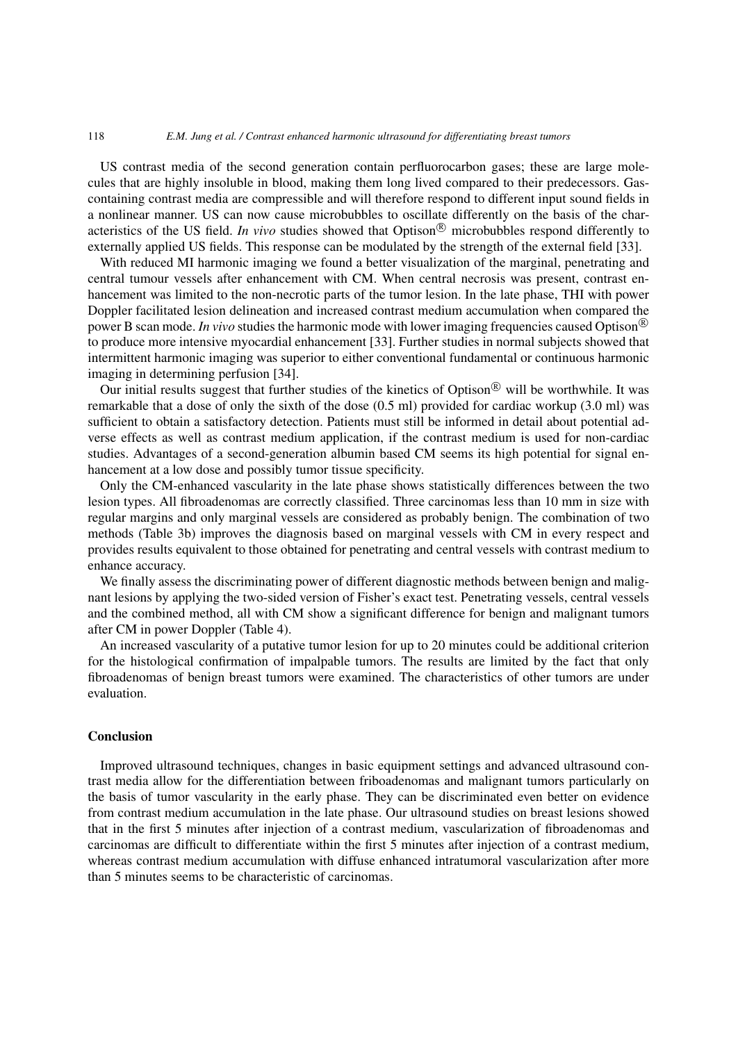US contrast media of the second generation contain perfluorocarbon gases; these are large molecules that are highly insoluble in blood, making them long lived compared to their predecessors. Gas-containing contrast media are compressible and will therefore respond to different input sound fields in a nonlinear manner. US can now cause microbubbles to oscillate differently on the basis of the characteristics of the US field. *In vivo* studies showed that Optison® microbubbles respond differently to externally applied US fields. This response can be modulated by the strength of the external field [33].

With reduced MI harmonic imaging we found a better visualization of the marginal, penetrating and central tumour vessels after enhancement with CM. When central necrosis was present, contrast enhancement was limited to the non-necrotic parts of the tumor lesion. In the late phase, THI with power Doppler facilitated lesion delineation and increased contrast medium accumulation when compared the power B scan mode. *In vivo* studies the harmonic mode with lower imaging frequencies caused Optison® to produce more intensive myocardial enhancement [33]. Further studies in normal subjects showed that intermittent harmonic imaging was superior to either conventional fundamental or continuous harmonic imaging in determining perfusion [34].

Our initial results suggest that further studies of the kinetics of Optison® will be worthwhile. It was remarkable that a dose of only the sixth of the dose (0.5 ml) provided for cardiac workup (3.0 ml) was sufficient to obtain a satisfactory detection. Patients must still be informed in detail about potential adverse effects as well as contrast medium application, if the contrast medium is used for non-cardiac studies. Advantages of a second-generation albumin based CM seems its high potential for signal enhancement at a low dose and possibly tumor tissue specificity.

Only the CM-enhanced vascularity in the late phase shows statistically differences between the two lesion types. All fibroadenomas are correctly classified. Three carcinomas less than 10 mm in size with regular margins and only marginal vessels are considered as probably benign. The combination of two methods (Table 3b) improves the diagnosis based on marginal vessels with CM in every respect and provides results equivalent to those obtained for penetrating and central vessels with contrast medium to enhance accuracy.

We finally assess the discriminating power of different diagnostic methods between benign and malignant lesions by applying the two-sided version of Fisher's exact test. Penetrating vessels, central vessels and the combined method, all with CM show a significant difference for benign and malignant tumors after CM in power Doppler (Table 4).

An increased vascularity of a putative tumor lesion for up to 20 minutes could be additional criterion for the histological confirmation of impalpable tumors. The results are limited by the fact that only fibroadenomas of benign breast tumors were examined. The characteristics of other tumors are under evaluation.

## Conclusion

Improved ultrasound techniques, changes in basic equipment settings and advanced ultrasound contrast media allow for the differentiation between friboadenomas and malignant tumors particularly on the basis of tumor vascularity in the early phase. They can be discriminated even better on evidence from contrast medium accumulation in the late phase. Our ultrasound studies on breast lesions showed that in the first 5 minutes after injection of a contrast medium, vascularization of fibroadenomas and carcinomas are difficult to differentiate within the first 5 minutes after injection of a contrast medium, whereas contrast medium accumulation with diffuse enhanced intratumoral vascularization after more than 5 minutes seems to be characteristic of carcinomas.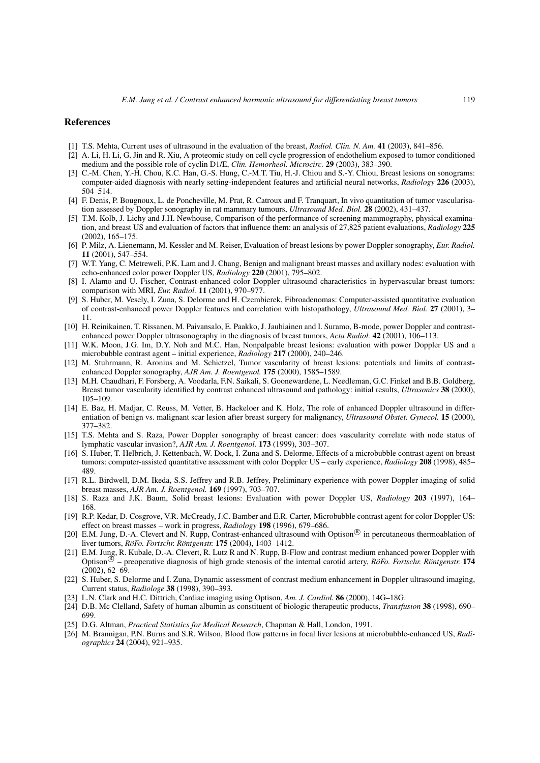## References

[1] T.S. Mehta, Current uses of ultrasound in the evaluation of the breast, *Radiol. Clin. N. Am.* **41** (2003), 841–856.

[2] A. Li, H. Li, G. Jin and R. Xiu, A proteomic study on cell cycle progression of endothelium exposed to tumor conditioned medium and the possible role of cyclin D1/E, *Clin. Hemorheol. Microcirc.* **29** (2003), 383–390.

[3] C.-M. Chen, Y.-H. Chou, K.C. Han, G.-S. Hung, C.-M.T. Tiu, H.-J. Chiou and S.-Y. Chiou, Breast lesions on sonograms: computer-aided diagnosis with nearly setting-independent features and artificial neural networks, *Radiology* **226** (2003), 504–514.

[4] F. Denis, P. Bougnoux, L. de Poncheville, M. Prat, R. Catroux and F. Tranquart, In vivo quantitation of tumor vascularisation assessed by Doppler sonography in rat mammary tumours, *Ultrasound Med. Biol.* **28** (2002), 431–437.

[5] T.M. Kolb, J. Lichy and J.H. Newhouse, Comparison of the performance of screening mammography, physical examination, and breast US and evaluation of factors that influence them: an analysis of 27,825 patient evaluations, *Radiology* **225** (2002), 165–175.

[6] P. Milz, A. Lienemann, M. Kessler and M. Reiser, Evaluation of breast lesions by power Doppler sonography, *Eur. Radiol.* **11** (2001), 547–554.

[7] W.T. Yang, C. Metreweli, P.K. Lam and J. Chang, Benign and malignant breast masses and axillary nodes: evaluation with echo-enhanced color power Doppler US, *Radiology* **220** (2001), 795–802.

[8] I. Alamo and U. Fischer, Contrast-enhanced color Doppler ultrasound characteristics in hypervascular breast tumors: comparison with MRI, *Eur. Radiol.* **11** (2001), 970–977.

[9] S. Huber, M. Vesely, I. Zuna, S. Delorme and H. Czembierek, Fibroadenomas: Computer-assisted quantitative evaluation of contrast-enhanced power Doppler features and correlation with histopathology, *Ultrasound Med. Biol.* **27** (2001), 3–11.

[10] H. Reinikainen, T. Rissanen, M. Paivansalo, E. Paakko, J. Jauhiainen and I. Suramo, B-mode, power Doppler and contrast-enhanced power Doppler ultrasonography in the diagnosis of breast tumors, *Acta Radiol.* **42** (2001), 106–113.

[11] W.K. Moon, J.G. Im, D.Y. Noh and M.C. Han, Nonpalpable breast lesions: evaluation with power Doppler US and a microbubble contrast agent – initial experience, *Radiology* **217** (2000), 240–246.

[12] M. Stuhrmann, R. Aronius and M. Schietzel, Tumor vascularity of breast lesions: potentials and limits of contrast-enhanced Doppler sonography, *AJR Am. J. Roentgenol.* **175** (2000), 1585–1589.

[13] M.H. Chaudhari, F. Forsberg, A. Voodarla, F.N. Saikali, S. Goonewardene, L. Needleman, G.C. Finkel and B.B. Goldberg, Breast tumor vascularity identified by contrast enhanced ultrasound and pathology: initial results, *Ultrasonics* **38** (2000), 105–109.

[14] E. Baz, H. Madjar, C. Reuss, M. Vetter, B. Hackeloer and K. Holz, The role of enhanced Doppler ultrasound in differentiation of benign vs. malignant scar lesion after breast surgery for malignancy, *Ultrasound Obstet. Gynecol.* **15** (2000), 377–382.

[15] T.S. Mehta and S. Raza, Power Doppler sonography of breast cancer: does vascularity correlate with node status of lymphatic vascular invasion?, *AJR Am. J. Roentgenol.* **173** (1999), 303–307.

[16] S. Huber, T. Helbrich, J. Kettenbach, W. Dock, I. Zuna and S. Delorme, Effects of a microbubble contrast agent on breast tumors: computer-assisted quantitative assessment with color Doppler US – early experience, *Radiology* **208** (1998), 485–489.

[17] R.L. Birdwell, D.M. Ikeda, S.S. Jeffrey and R.B. Jeffrey, Preliminary experience with power Doppler imaging of solid breast masses, *AJR Am. J. Roentgenol.* **169** (1997), 703–707.

[18] S. Raza and J.K. Baum, Solid breast lesions: Evaluation with power Doppler US, *Radiology* **203** (1997), 164–168.

[19] R.P. Kedar, D. Cosgrove, V.R. McCready, J.C. Bamber and E.R. Carter, Microbubble contrast agent for color Doppler US: effect on breast masses – work in progress, *Radiology* **198** (1996), 679–686.

[20] E.M. Jung, D.-A. Clevert and N. Rupp, Contrast-enhanced ultrasound with Optison® in percutaneous thermoablation of liver tumors, *RöFo. Fortschr. Röntgenstr.* **175** (2004), 1403–1412.

[21] E.M. Jung, R. Kubale, D.-A. Clevert, R. Lutz R and N. Rupp, B-Flow and contrast medium enhanced power Doppler with Optison® – preoperative diagnosis of high grade stenosis of the internal carotid artery, *RöFo. Fortschr. Röntgenstr.* **174** (2002), 62–69.

[22] S. Huber, S. Delorme and I. Zuna, Dynamic assessment of contrast medium enhancement in Doppler ultrasound imaging, Current status, *Radiologe* **38** (1998), 390–393.

[23] L.N. Clark and H.C. Dittrich, Cardiac imaging using Optison, *Am. J. Cardiol.* **86** (2000), 14G–18G.

[24] D.B. Mc Clelland, Safety of human albumin as constituent of biologic therapeutic products, *Transfusion* **38** (1998), 690–699.

[25] D.G. Altman, *Practical Statistics for Medical Research*, Chapman & Hall, London, 1991.

[26] M. Brannigan, P.N. Burns and S.R. Wilson, Blood flow patterns in focal liver lesions at microbubble-enhanced US, *Radiographics* **24** (2004), 921–935.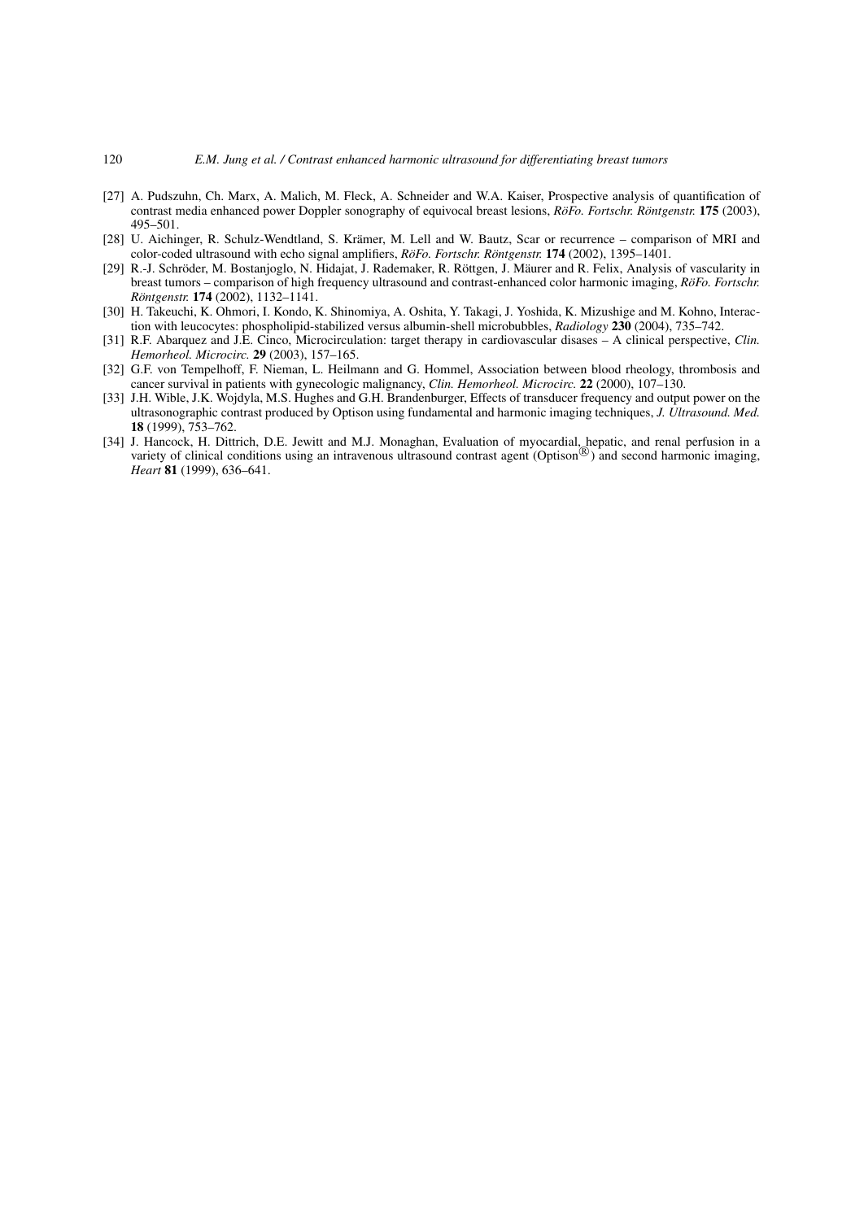[27] A. Pudszuhn, Ch. Marx, A. Malich, M. Fleck, A. Schneider and W.A. Kaiser, Prospective analysis of quantification of contrast media enhanced power Doppler sonography of equivocal breast lesions, *RöFo. Fortschr. Röntgenstr.* **175** (2003), 495–501.

[28] U. Aichinger, R. Schulz-Wendtland, S. Krämer, M. Lell and W. Bautz, Scar or recurrence – comparison of MRI and color-coded ultrasound with echo signal amplifiers, *RöFo. Fortschr. Röntgenstr.* **174** (2002), 1395–1401.

[29] R.-J. Schröder, M. Bostanjoglo, N. Hidajat, J. Rademaker, R. Röttgen, J. Mäurer and R. Felix, Analysis of vascularity in breast tumors – comparison of high frequency ultrasound and contrast-enhanced color harmonic imaging, *RöFo. Fortschr. Röntgenstr.* **174** (2002), 1132–1141.

[30] H. Takeuchi, K. Ohmori, I. Kondo, K. Shinomiya, A. Oshita, Y. Takagi, J. Yoshida, K. Mizushige and M. Kohno, Interaction with leucocytes: phospholipid-stabilized versus albumin-shell microbubbles, *Radiology* **230** (2004), 735–742.

[31] R.F. Abarquez and J.E. Cinco, Microcirculation: target therapy in cardiovascular disases – A clinical perspective, *Clin. Hemorheol. Microcirc.* **29** (2003), 157–165.

[32] G.F. von Tempelhoff, F. Nieman, L. Heilmann and G. Hommel, Association between blood rheology, thrombosis and cancer survival in patients with gynecologic malignancy, *Clin. Hemorheol. Microcirc.* **22** (2000), 107–130.

[33] J.H. Wible, J.K. Wojdyla, M.S. Hughes and G.H. Brandenburger, Effects of transducer frequency and output power on the ultrasonographic contrast produced by Optison using fundamental and harmonic imaging techniques, *J. Ultrasound. Med.* **18** (1999), 753–762.

[34] J. Hancock, H. Dittrich, D.E. Jewitt and M.J. Monaghan, Evaluation of myocardial, hepatic, and renal perfusion in a variety of clinical conditions using an intravenous ultrasound contrast agent (Optison®) and second harmonic imaging, *Heart* **81** (1999), 636–641.